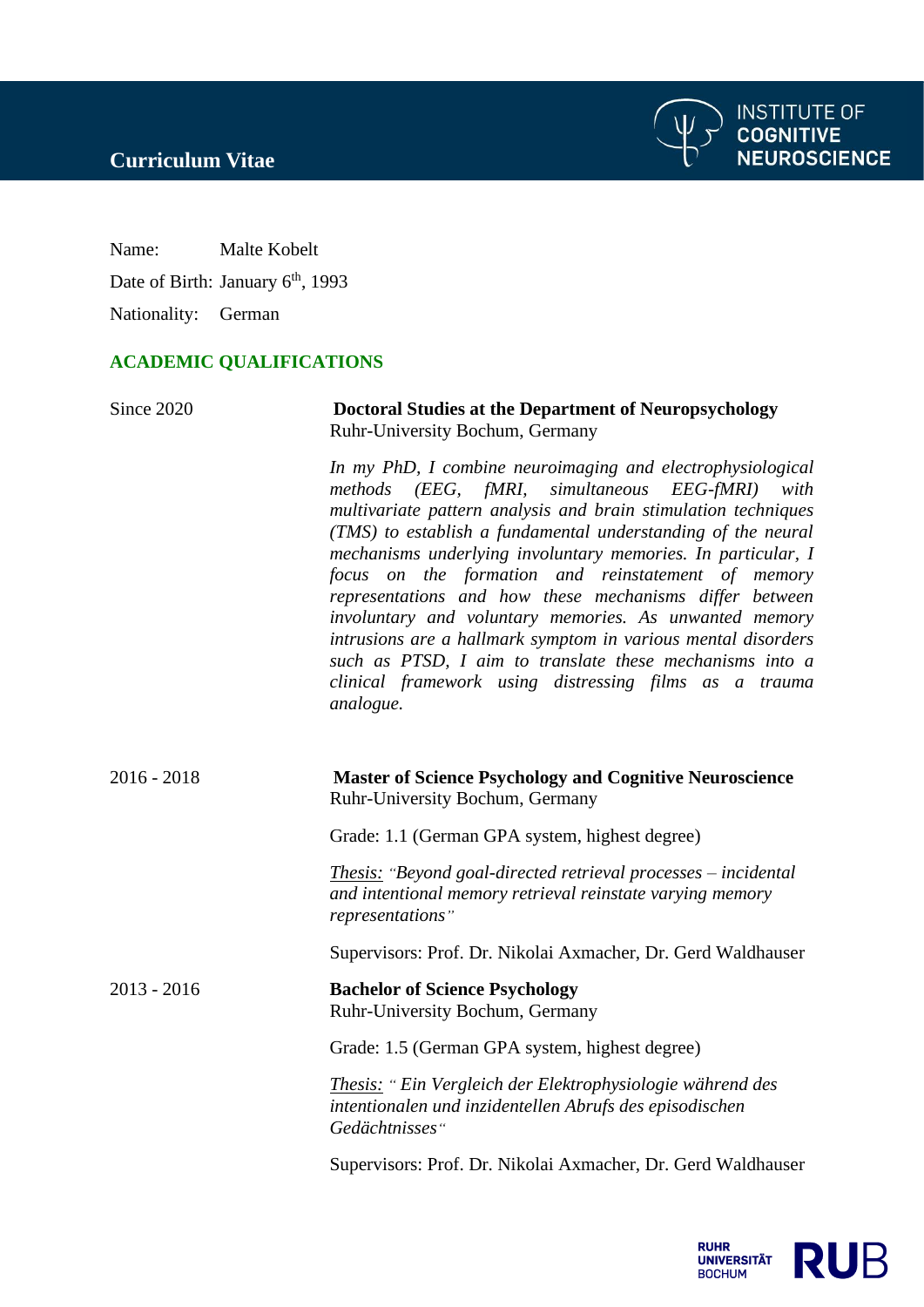# Curriculum Vitae

Name: Malte Kobelt

Date of Birth: January 6th, 1993

Nationality: German

## ACADEMIC QUALIFICATIONS

**Since 2020**

**Doctoral Studies at the Department of Neuropsychology**
Ruhr-University Bochum, Germany

*In my PhD, I combine neuroimaging and electrophysiological methods (EEG, fMRI, simultaneous EEG-fMRI) with multivariate pattern analysis and brain stimulation techniques (TMS) to establish a fundamental understanding of the neural mechanisms underlying involuntary memories. In particular, I focus on the formation and reinstatement of memory representations and how these mechanisms differ between involuntary and voluntary memories. As unwanted memory intrusions are a hallmark symptom in various mental disorders such as PTSD, I aim to translate these mechanisms into a clinical framework using distressing films as a trauma analogue.*

**2016 - 2018**

**Master of Science Psychology and Cognitive Neuroscience**
Ruhr-University Bochum, Germany

Grade: 1.1 (German GPA system, highest degree)

*Thesis:* *"Beyond goal-directed retrieval processes – incidental and intentional memory retrieval reinstate varying memory representations"*

Supervisors: Prof. Dr. Nikolai Axmacher, Dr. Gerd Waldhauser

**2013 - 2016**

**Bachelor of Science Psychology**
Ruhr-University Bochum, Germany

Grade: 1.5 (German GPA system, highest degree)

*Thesis:* *" Ein Vergleich der Elektrophysiologie während des intentionalen und inzidentellen Abrufs des episodischen Gedächtnisses"*

Supervisors: Prof. Dr. Nikolai Axmacher, Dr. Gerd Waldhauser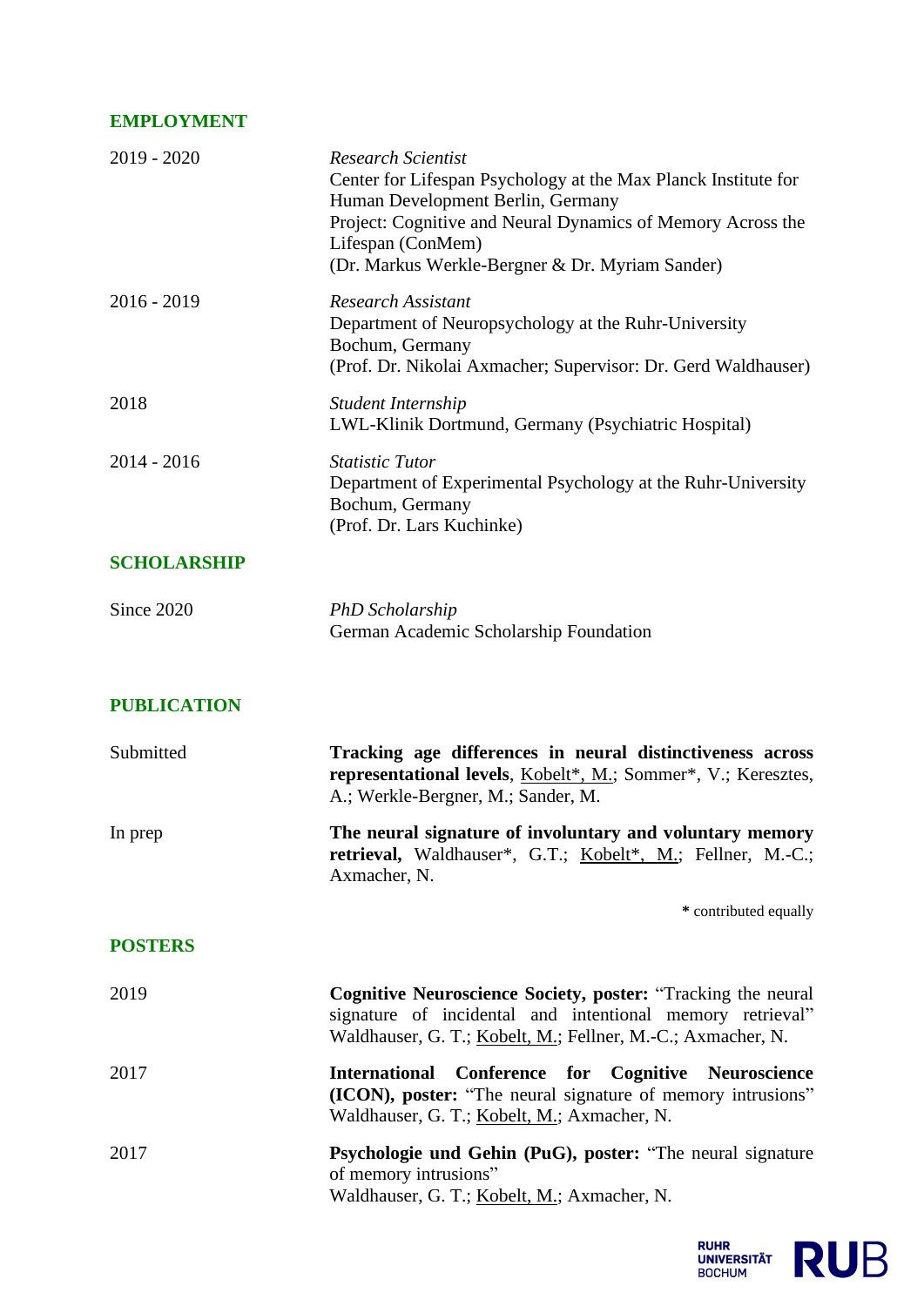## EMPLOYMENT

2019 - 2020
*Research Scientist*
Center for Lifespan Psychology at the Max Planck Institute for Human Development Berlin, Germany
Project: Cognitive and Neural Dynamics of Memory Across the Lifespan (ConMem)
(Dr. Markus Werkle-Bergner & Dr. Myriam Sander)

2016 - 2019
*Research Assistant*
Department of Neuropsychology at the Ruhr-University Bochum, Germany
(Prof. Dr. Nikolai Axmacher; Supervisor: Dr. Gerd Waldhauser)

2018
*Student Internship*
LWL-Klinik Dortmund, Germany (Psychiatric Hospital)

2014 - 2016
*Statistic Tutor*
Department of Experimental Psychology at the Ruhr-University Bochum, Germany
(Prof. Dr. Lars Kuchinke)

## SCHOLARSHIP

Since 2020
*PhD Scholarship*
German Academic Scholarship Foundation

## PUBLICATION

Submitted
**Tracking age differences in neural distinctiveness across representational levels**, Kobelt*, M.; Sommer*, V.; Keresztes, A.; Werkle-Bergner, M.; Sander, M.

In prep
**The neural signature of involuntary and voluntary memory retrieval,** Waldhauser*, G.T.; Kobelt*, M.; Fellner, M.-C.; Axmacher, N.

**\*** contributed equally

## POSTERS

2019
**Cognitive Neuroscience Society, poster:** "Tracking the neural signature of incidental and intentional memory retrieval"
Waldhauser, G. T.; Kobelt, M.; Fellner, M.-C.; Axmacher, N.

2017
**International Conference for Cognitive Neuroscience (ICON), poster:** "The neural signature of memory intrusions"
Waldhauser, G. T.; Kobelt, M.; Axmacher, N.

2017
**Psychologie und Gehin (PuG), poster:** "The neural signature of memory intrusions"
Waldhauser, G. T.; Kobelt, M.; Axmacher, N.